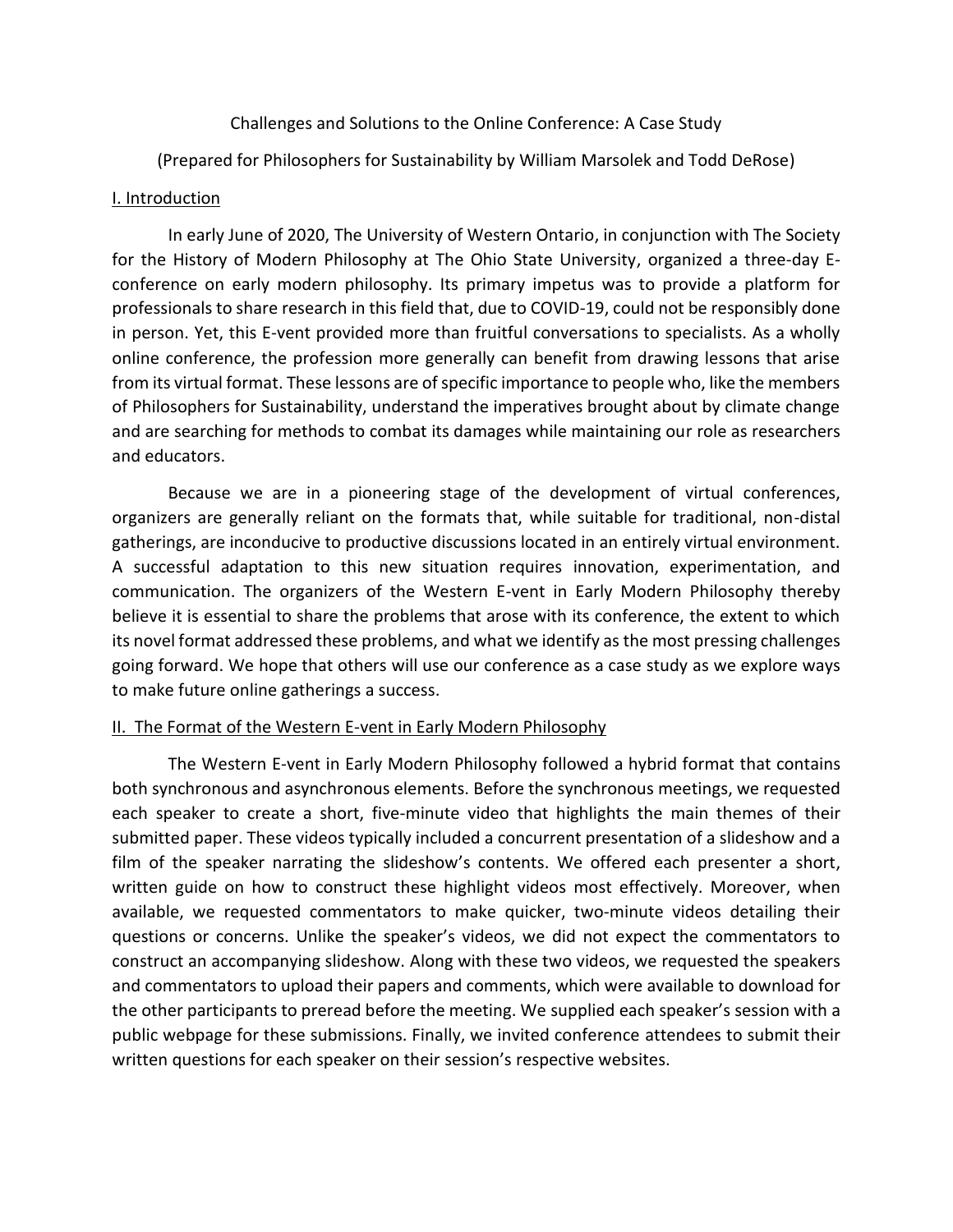# Challenges and Solutions to the Online Conference: A Case Study

(Prepared for Philosophers for Sustainability by William Marsolek and Todd DeRose)

## I. Introduction

In early June of 2020, The University of Western Ontario, in conjunction with The Society for the History of Modern Philosophy at The Ohio State University, organized a three-day E-conference on early modern philosophy. Its primary impetus was to provide a platform for professionals to share research in this field that, due to COVID-19, could not be responsibly done in person. Yet, this E-vent provided more than fruitful conversations to specialists. As a wholly online conference, the profession more generally can benefit from drawing lessons that arise from its virtual format. These lessons are of specific importance to people who, like the members of Philosophers for Sustainability, understand the imperatives brought about by climate change and are searching for methods to combat its damages while maintaining our role as researchers and educators.

Because we are in a pioneering stage of the development of virtual conferences, organizers are generally reliant on the formats that, while suitable for traditional, non-distal gatherings, are inconducive to productive discussions located in an entirely virtual environment. A successful adaptation to this new situation requires innovation, experimentation, and communication. The organizers of the Western E-vent in Early Modern Philosophy thereby believe it is essential to share the problems that arose with its conference, the extent to which its novel format addressed these problems, and what we identify as the most pressing challenges going forward. We hope that others will use our conference as a case study as we explore ways to make future online gatherings a success.

## II. The Format of the Western E-vent in Early Modern Philosophy

The Western E-vent in Early Modern Philosophy followed a hybrid format that contains both synchronous and asynchronous elements. Before the synchronous meetings, we requested each speaker to create a short, five-minute video that highlights the main themes of their submitted paper. These videos typically included a concurrent presentation of a slideshow and a film of the speaker narrating the slideshow's contents. We offered each presenter a short, written guide on how to construct these highlight videos most effectively. Moreover, when available, we requested commentators to make quicker, two-minute videos detailing their questions or concerns. Unlike the speaker's videos, we did not expect the commentators to construct an accompanying slideshow. Along with these two videos, we requested the speakers and commentators to upload their papers and comments, which were available to download for the other participants to preread before the meeting. We supplied each speaker's session with a public webpage for these submissions. Finally, we invited conference attendees to submit their written questions for each speaker on their session's respective websites.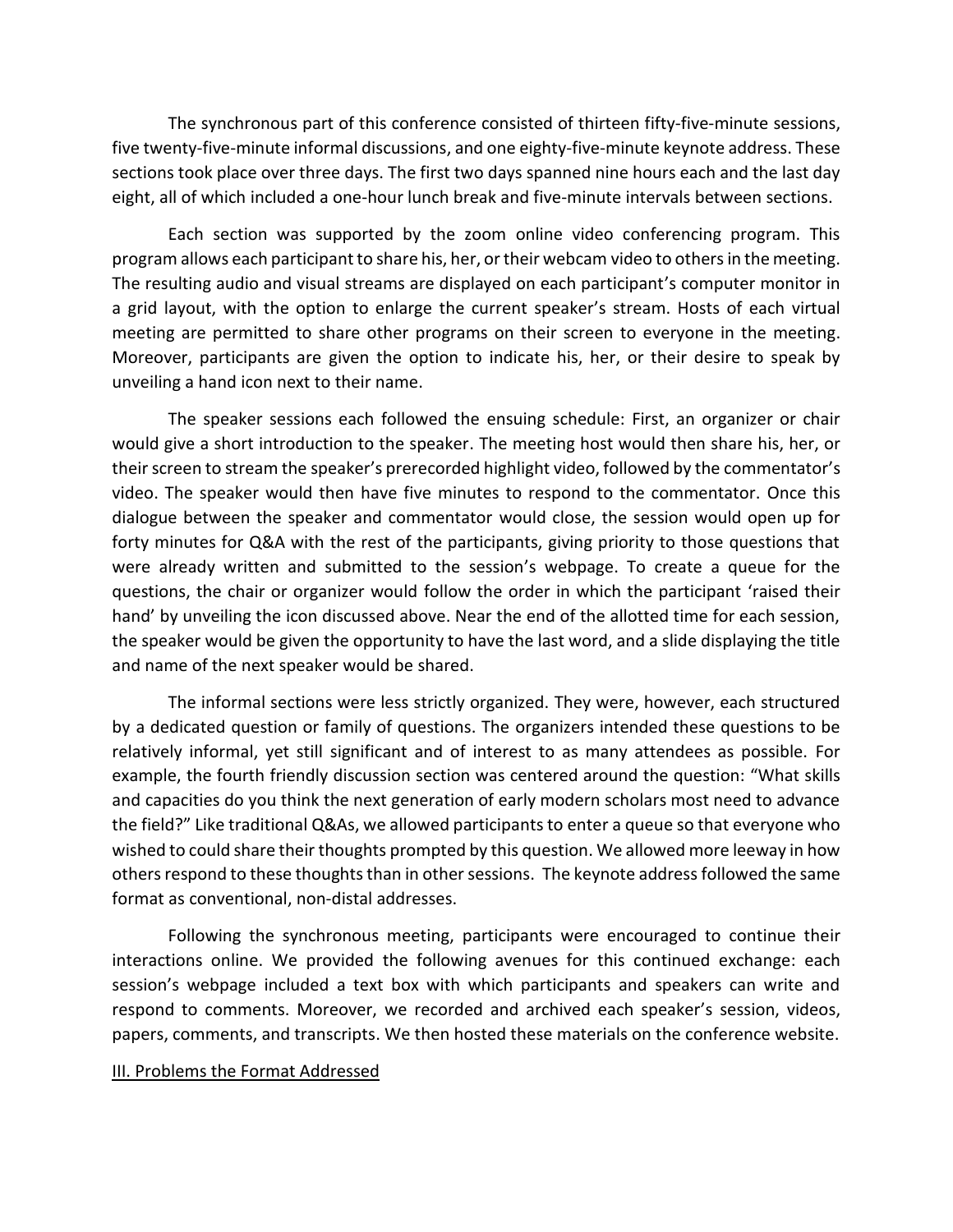The synchronous part of this conference consisted of thirteen fifty-five-minute sessions, five twenty-five-minute informal discussions, and one eighty-five-minute keynote address. These sections took place over three days. The first two days spanned nine hours each and the last day eight, all of which included a one-hour lunch break and five-minute intervals between sections.

Each section was supported by the zoom online video conferencing program. This program allows each participant to share his, her, or their webcam video to others in the meeting. The resulting audio and visual streams are displayed on each participant's computer monitor in a grid layout, with the option to enlarge the current speaker's stream. Hosts of each virtual meeting are permitted to share other programs on their screen to everyone in the meeting. Moreover, participants are given the option to indicate his, her, or their desire to speak by unveiling a hand icon next to their name.

The speaker sessions each followed the ensuing schedule: First, an organizer or chair would give a short introduction to the speaker. The meeting host would then share his, her, or their screen to stream the speaker's prerecorded highlight video, followed by the commentator's video. The speaker would then have five minutes to respond to the commentator. Once this dialogue between the speaker and commentator would close, the session would open up for forty minutes for Q&A with the rest of the participants, giving priority to those questions that were already written and submitted to the session's webpage. To create a queue for the questions, the chair or organizer would follow the order in which the participant 'raised their hand' by unveiling the icon discussed above. Near the end of the allotted time for each session, the speaker would be given the opportunity to have the last word, and a slide displaying the title and name of the next speaker would be shared.

The informal sections were less strictly organized. They were, however, each structured by a dedicated question or family of questions. The organizers intended these questions to be relatively informal, yet still significant and of interest to as many attendees as possible. For example, the fourth friendly discussion section was centered around the question: "What skills and capacities do you think the next generation of early modern scholars most need to advance the field?" Like traditional Q&As, we allowed participants to enter a queue so that everyone who wished to could share their thoughts prompted by this question. We allowed more leeway in how others respond to these thoughts than in other sessions. The keynote address followed the same format as conventional, non-distal addresses.

Following the synchronous meeting, participants were encouraged to continue their interactions online. We provided the following avenues for this continued exchange: each session's webpage included a text box with which participants and speakers can write and respond to comments. Moreover, we recorded and archived each speaker's session, videos, papers, comments, and transcripts. We then hosted these materials on the conference website.

## III. Problems the Format Addressed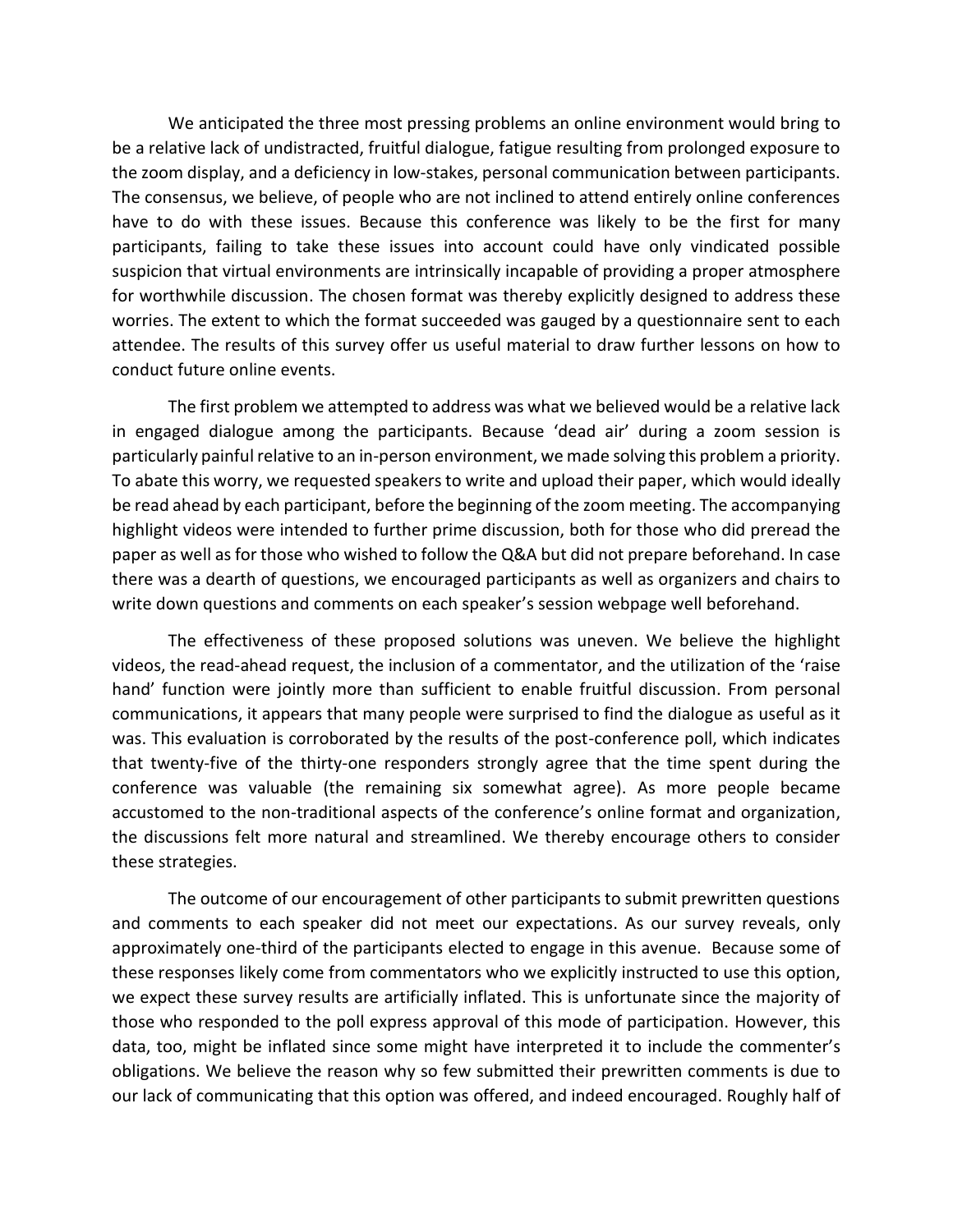We anticipated the three most pressing problems an online environment would bring to be a relative lack of undistracted, fruitful dialogue, fatigue resulting from prolonged exposure to the zoom display, and a deficiency in low-stakes, personal communication between participants. The consensus, we believe, of people who are not inclined to attend entirely online conferences have to do with these issues. Because this conference was likely to be the first for many participants, failing to take these issues into account could have only vindicated possible suspicion that virtual environments are intrinsically incapable of providing a proper atmosphere for worthwhile discussion. The chosen format was thereby explicitly designed to address these worries. The extent to which the format succeeded was gauged by a questionnaire sent to each attendee. The results of this survey offer us useful material to draw further lessons on how to conduct future online events.

The first problem we attempted to address was what we believed would be a relative lack in engaged dialogue among the participants. Because 'dead air' during a zoom session is particularly painful relative to an in-person environment, we made solving this problem a priority. To abate this worry, we requested speakers to write and upload their paper, which would ideally be read ahead by each participant, before the beginning of the zoom meeting. The accompanying highlight videos were intended to further prime discussion, both for those who did preread the paper as well as for those who wished to follow the Q&A but did not prepare beforehand. In case there was a dearth of questions, we encouraged participants as well as organizers and chairs to write down questions and comments on each speaker's session webpage well beforehand.

The effectiveness of these proposed solutions was uneven. We believe the highlight videos, the read-ahead request, the inclusion of a commentator, and the utilization of the 'raise hand' function were jointly more than sufficient to enable fruitful discussion. From personal communications, it appears that many people were surprised to find the dialogue as useful as it was. This evaluation is corroborated by the results of the post-conference poll, which indicates that twenty-five of the thirty-one responders strongly agree that the time spent during the conference was valuable (the remaining six somewhat agree). As more people became accustomed to the non-traditional aspects of the conference's online format and organization, the discussions felt more natural and streamlined. We thereby encourage others to consider these strategies.

The outcome of our encouragement of other participants to submit prewritten questions and comments to each speaker did not meet our expectations. As our survey reveals, only approximately one-third of the participants elected to engage in this avenue. Because some of these responses likely come from commentators who we explicitly instructed to use this option, we expect these survey results are artificially inflated. This is unfortunate since the majority of those who responded to the poll express approval of this mode of participation. However, this data, too, might be inflated since some might have interpreted it to include the commenter's obligations. We believe the reason why so few submitted their prewritten comments is due to our lack of communicating that this option was offered, and indeed encouraged. Roughly half of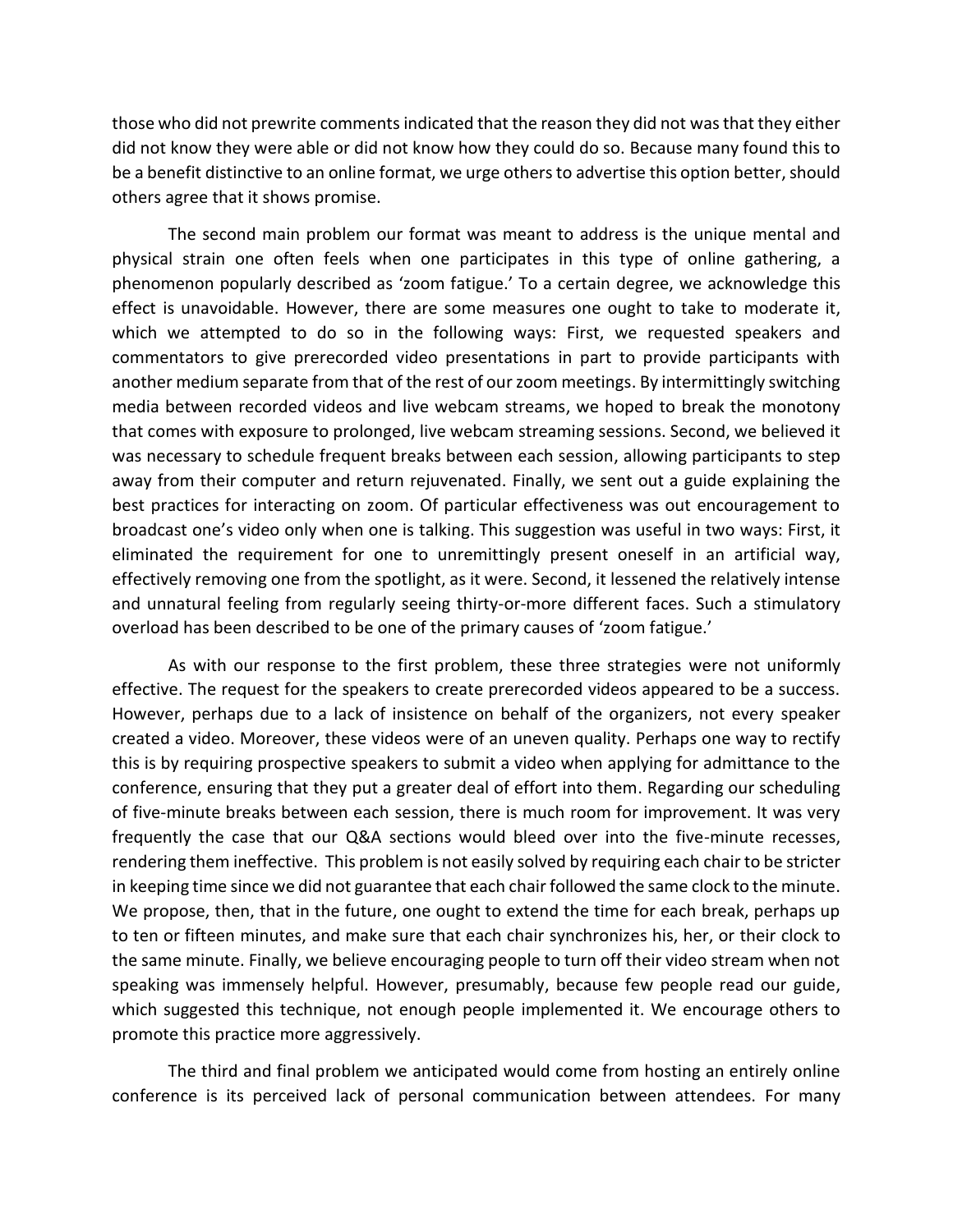those who did not prewrite comments indicated that the reason they did not was that they either did not know they were able or did not know how they could do so. Because many found this to be a benefit distinctive to an online format, we urge others to advertise this option better, should others agree that it shows promise.

The second main problem our format was meant to address is the unique mental and physical strain one often feels when one participates in this type of online gathering, a phenomenon popularly described as 'zoom fatigue.' To a certain degree, we acknowledge this effect is unavoidable. However, there are some measures one ought to take to moderate it, which we attempted to do so in the following ways: First, we requested speakers and commentators to give prerecorded video presentations in part to provide participants with another medium separate from that of the rest of our zoom meetings. By intermittingly switching media between recorded videos and live webcam streams, we hoped to break the monotony that comes with exposure to prolonged, live webcam streaming sessions. Second, we believed it was necessary to schedule frequent breaks between each session, allowing participants to step away from their computer and return rejuvenated. Finally, we sent out a guide explaining the best practices for interacting on zoom. Of particular effectiveness was out encouragement to broadcast one's video only when one is talking. This suggestion was useful in two ways: First, it eliminated the requirement for one to unremittingly present oneself in an artificial way, effectively removing one from the spotlight, as it were. Second, it lessened the relatively intense and unnatural feeling from regularly seeing thirty-or-more different faces. Such a stimulatory overload has been described to be one of the primary causes of 'zoom fatigue.'

As with our response to the first problem, these three strategies were not uniformly effective. The request for the speakers to create prerecorded videos appeared to be a success. However, perhaps due to a lack of insistence on behalf of the organizers, not every speaker created a video. Moreover, these videos were of an uneven quality. Perhaps one way to rectify this is by requiring prospective speakers to submit a video when applying for admittance to the conference, ensuring that they put a greater deal of effort into them. Regarding our scheduling of five-minute breaks between each session, there is much room for improvement. It was very frequently the case that our Q&A sections would bleed over into the five-minute recesses, rendering them ineffective. This problem is not easily solved by requiring each chair to be stricter in keeping time since we did not guarantee that each chair followed the same clock to the minute. We propose, then, that in the future, one ought to extend the time for each break, perhaps up to ten or fifteen minutes, and make sure that each chair synchronizes his, her, or their clock to the same minute. Finally, we believe encouraging people to turn off their video stream when not speaking was immensely helpful. However, presumably, because few people read our guide, which suggested this technique, not enough people implemented it. We encourage others to promote this practice more aggressively.

The third and final problem we anticipated would come from hosting an entirely online conference is its perceived lack of personal communication between attendees. For many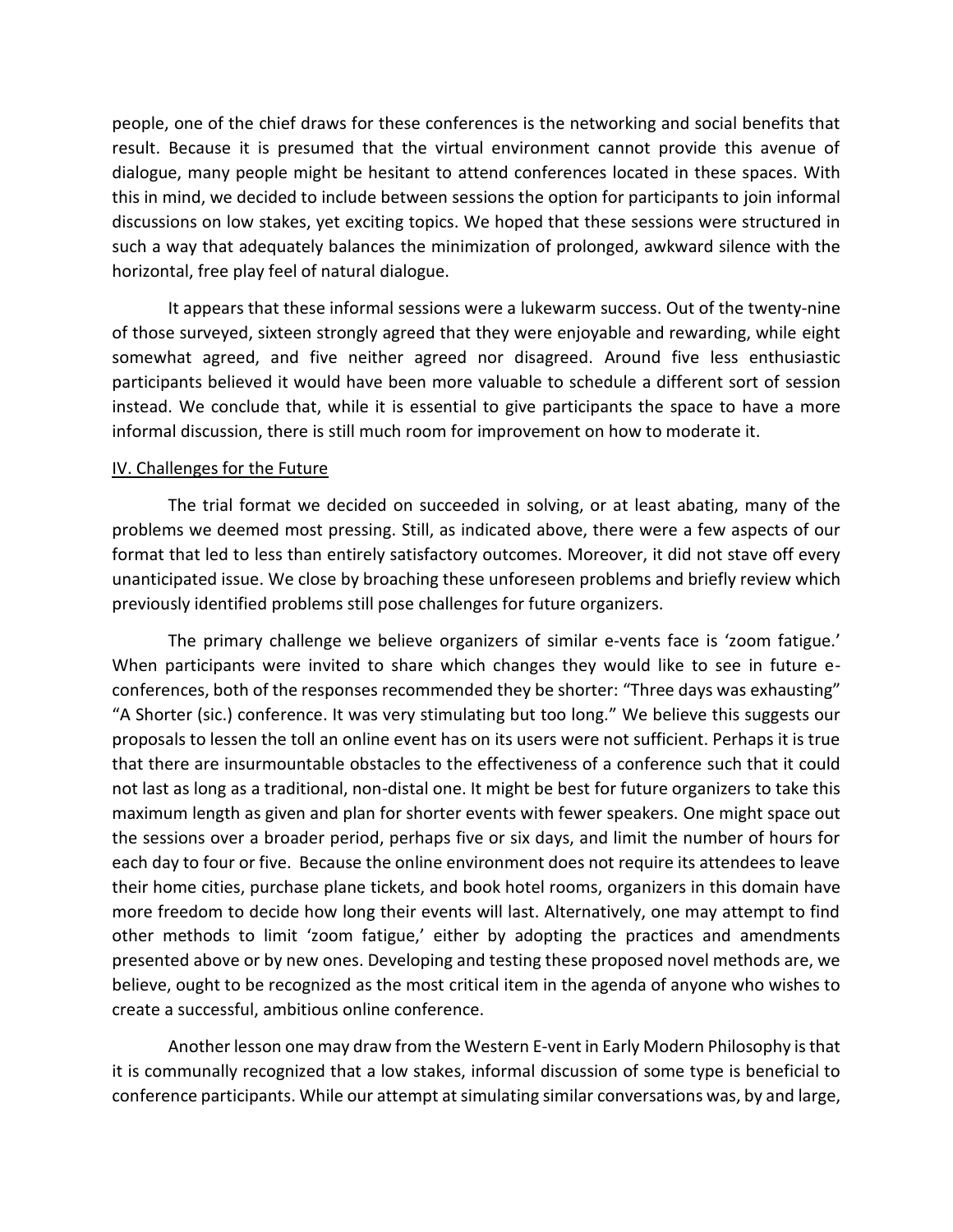people, one of the chief draws for these conferences is the networking and social benefits that result. Because it is presumed that the virtual environment cannot provide this avenue of dialogue, many people might be hesitant to attend conferences located in these spaces. With this in mind, we decided to include between sessions the option for participants to join informal discussions on low stakes, yet exciting topics. We hoped that these sessions were structured in such a way that adequately balances the minimization of prolonged, awkward silence with the horizontal, free play feel of natural dialogue.

It appears that these informal sessions were a lukewarm success. Out of the twenty-nine of those surveyed, sixteen strongly agreed that they were enjoyable and rewarding, while eight somewhat agreed, and five neither agreed nor disagreed. Around five less enthusiastic participants believed it would have been more valuable to schedule a different sort of session instead. We conclude that, while it is essential to give participants the space to have a more informal discussion, there is still much room for improvement on how to moderate it.

## IV. Challenges for the Future

The trial format we decided on succeeded in solving, or at least abating, many of the problems we deemed most pressing. Still, as indicated above, there were a few aspects of our format that led to less than entirely satisfactory outcomes. Moreover, it did not stave off every unanticipated issue. We close by broaching these unforeseen problems and briefly review which previously identified problems still pose challenges for future organizers.

The primary challenge we believe organizers of similar e-vents face is 'zoom fatigue.' When participants were invited to share which changes they would like to see in future e-conferences, both of the responses recommended they be shorter: "Three days was exhausting" "A Shorter (sic.) conference. It was very stimulating but too long." We believe this suggests our proposals to lessen the toll an online event has on its users were not sufficient. Perhaps it is true that there are insurmountable obstacles to the effectiveness of a conference such that it could not last as long as a traditional, non-distal one. It might be best for future organizers to take this maximum length as given and plan for shorter events with fewer speakers. One might space out the sessions over a broader period, perhaps five or six days, and limit the number of hours for each day to four or five. Because the online environment does not require its attendees to leave their home cities, purchase plane tickets, and book hotel rooms, organizers in this domain have more freedom to decide how long their events will last. Alternatively, one may attempt to find other methods to limit 'zoom fatigue,' either by adopting the practices and amendments presented above or by new ones. Developing and testing these proposed novel methods are, we believe, ought to be recognized as the most critical item in the agenda of anyone who wishes to create a successful, ambitious online conference.

Another lesson one may draw from the Western E-vent in Early Modern Philosophy is that it is communally recognized that a low stakes, informal discussion of some type is beneficial to conference participants. While our attempt at simulating similar conversations was, by and large,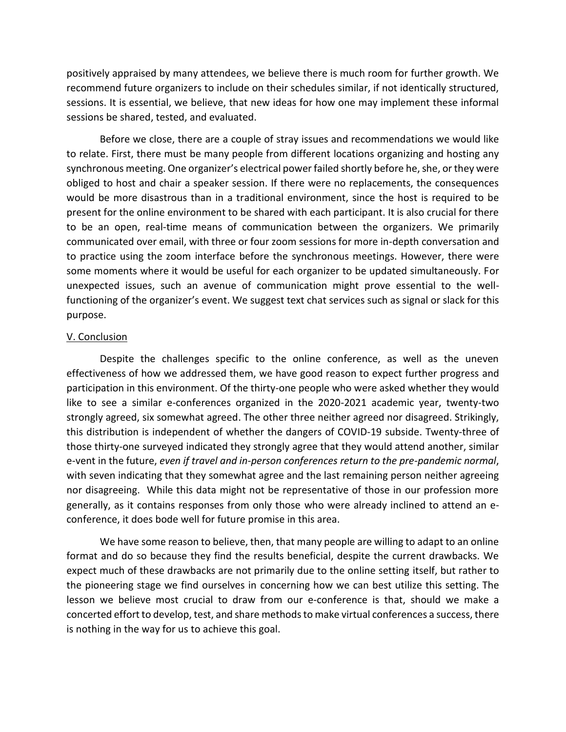positively appraised by many attendees, we believe there is much room for further growth. We recommend future organizers to include on their schedules similar, if not identically structured, sessions. It is essential, we believe, that new ideas for how one may implement these informal sessions be shared, tested, and evaluated.

Before we close, there are a couple of stray issues and recommendations we would like to relate. First, there must be many people from different locations organizing and hosting any synchronous meeting. One organizer's electrical power failed shortly before he, she, or they were obliged to host and chair a speaker session. If there were no replacements, the consequences would be more disastrous than in a traditional environment, since the host is required to be present for the online environment to be shared with each participant. It is also crucial for there to be an open, real-time means of communication between the organizers. We primarily communicated over email, with three or four zoom sessions for more in-depth conversation and to practice using the zoom interface before the synchronous meetings. However, there were some moments where it would be useful for each organizer to be updated simultaneously. For unexpected issues, such an avenue of communication might prove essential to the well-functioning of the organizer's event. We suggest text chat services such as signal or slack for this purpose.

## V. Conclusion

Despite the challenges specific to the online conference, as well as the uneven effectiveness of how we addressed them, we have good reason to expect further progress and participation in this environment. Of the thirty-one people who were asked whether they would like to see a similar e-conferences organized in the 2020-2021 academic year, twenty-two strongly agreed, six somewhat agreed. The other three neither agreed nor disagreed. Strikingly, this distribution is independent of whether the dangers of COVID-19 subside. Twenty-three of those thirty-one surveyed indicated they strongly agree that they would attend another, similar e-vent in the future, *even if travel and in-person conferences return to the pre-pandemic normal*, with seven indicating that they somewhat agree and the last remaining person neither agreeing nor disagreeing. While this data might not be representative of those in our profession more generally, as it contains responses from only those who were already inclined to attend an e-conference, it does bode well for future promise in this area.

We have some reason to believe, then, that many people are willing to adapt to an online format and do so because they find the results beneficial, despite the current drawbacks. We expect much of these drawbacks are not primarily due to the online setting itself, but rather to the pioneering stage we find ourselves in concerning how we can best utilize this setting. The lesson we believe most crucial to draw from our e-conference is that, should we make a concerted effort to develop, test, and share methods to make virtual conferences a success, there is nothing in the way for us to achieve this goal.